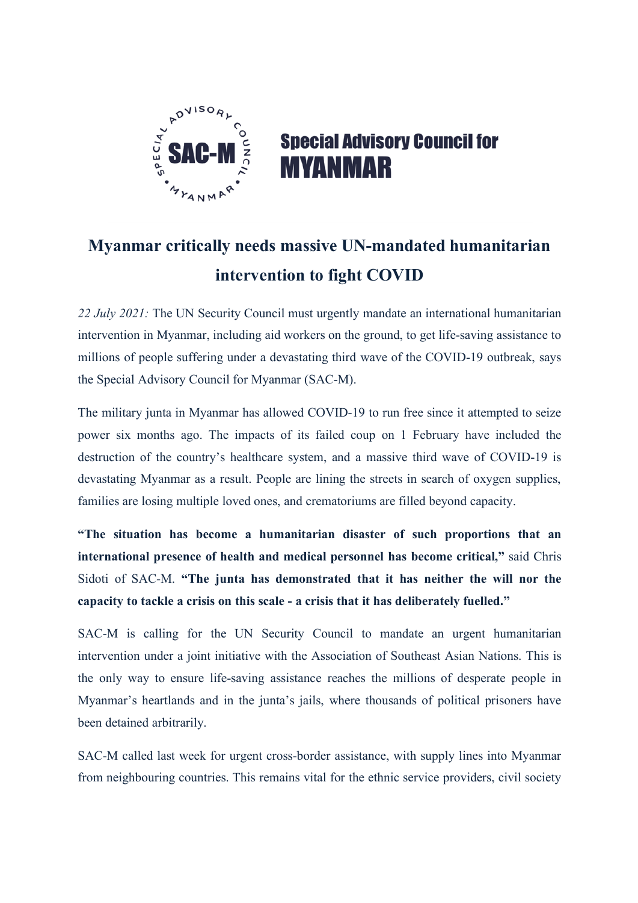Special Advisory Council for
MYANMAR

# Myanmar critically needs massive UN-mandated humanitarian intervention to fight COVID

*22 July 2021:* The UN Security Council must urgently mandate an international humanitarian intervention in Myanmar, including aid workers on the ground, to get life-saving assistance to millions of people suffering under a devastating third wave of the COVID-19 outbreak, says the Special Advisory Council for Myanmar (SAC-M).

The military junta in Myanmar has allowed COVID-19 to run free since it attempted to seize power six months ago. The impacts of its failed coup on 1 February have included the destruction of the country's healthcare system, and a massive third wave of COVID-19 is devastating Myanmar as a result. People are lining the streets in search of oxygen supplies, families are losing multiple loved ones, and crematoriums are filled beyond capacity.

**"The situation has become a humanitarian disaster of such proportions that an international presence of health and medical personnel has become critical,"** said Chris Sidoti of SAC-M. **"The junta has demonstrated that it has neither the will nor the capacity to tackle a crisis on this scale - a crisis that it has deliberately fuelled."**

SAC-M is calling for the UN Security Council to mandate an urgent humanitarian intervention under a joint initiative with the Association of Southeast Asian Nations. This is the only way to ensure life-saving assistance reaches the millions of desperate people in Myanmar's heartlands and in the junta's jails, where thousands of political prisoners have been detained arbitrarily.

SAC-M called last week for urgent cross-border assistance, with supply lines into Myanmar from neighbouring countries. This remains vital for the ethnic service providers, civil society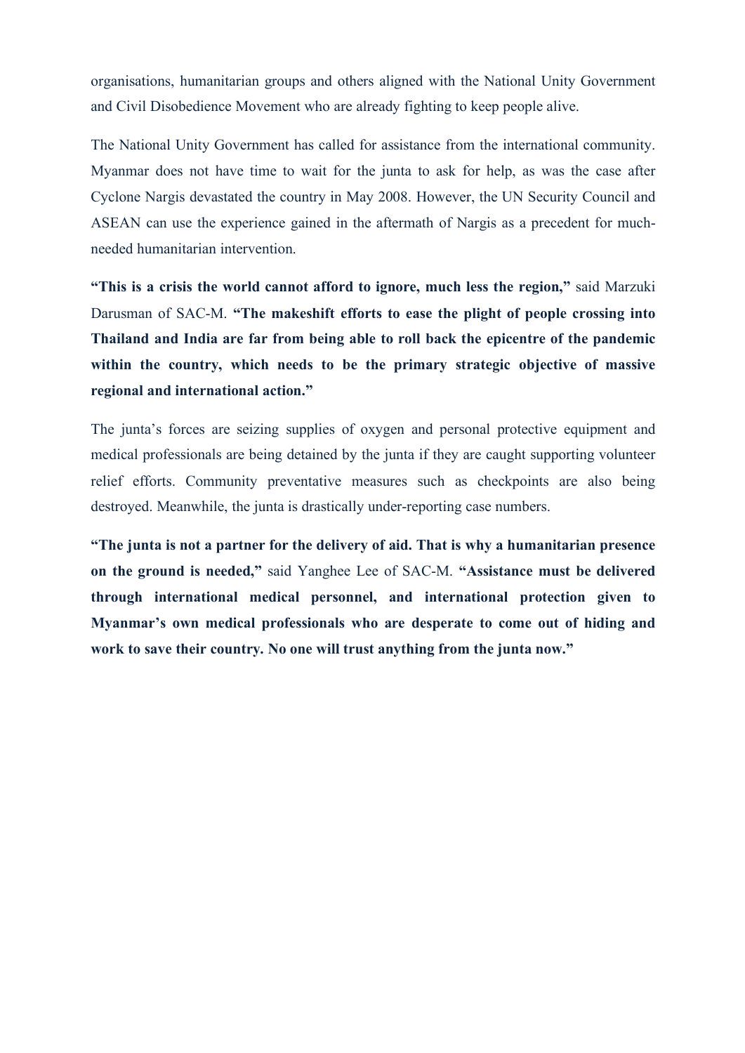organisations, humanitarian groups and others aligned with the National Unity Government and Civil Disobedience Movement who are already fighting to keep people alive.

The National Unity Government has called for assistance from the international community. Myanmar does not have time to wait for the junta to ask for help, as was the case after Cyclone Nargis devastated the country in May 2008. However, the UN Security Council and ASEAN can use the experience gained in the aftermath of Nargis as a precedent for much-needed humanitarian intervention.

**"This is a crisis the world cannot afford to ignore, much less the region,"** said Marzuki Darusman of SAC-M. **"The makeshift efforts to ease the plight of people crossing into Thailand and India are far from being able to roll back the epicentre of the pandemic within the country, which needs to be the primary strategic objective of massive regional and international action."**

The junta's forces are seizing supplies of oxygen and personal protective equipment and medical professionals are being detained by the junta if they are caught supporting volunteer relief efforts. Community preventative measures such as checkpoints are also being destroyed. Meanwhile, the junta is drastically under-reporting case numbers.

**"The junta is not a partner for the delivery of aid. That is why a humanitarian presence on the ground is needed,"** said Yanghee Lee of SAC-M. **"Assistance must be delivered through international medical personnel, and international protection given to Myanmar's own medical professionals who are desperate to come out of hiding and work to save their country. No one will trust anything from the junta now."**